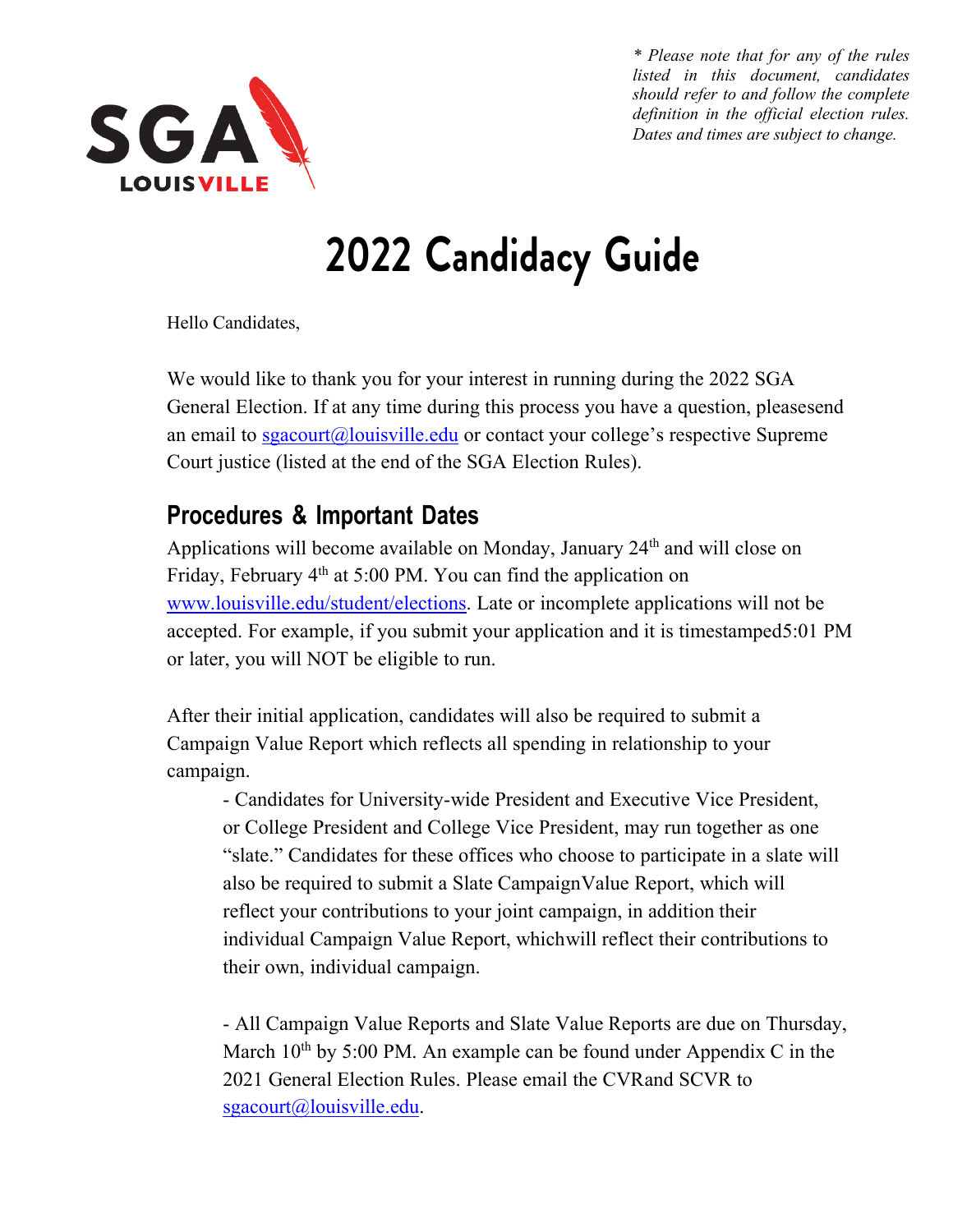*\* Please note that for any of the rules listed in this document, candidates should refer to and follow the complete definition in the official election rules. Dates and times are subject to change.*

# 2022 Candidacy Guide

Hello Candidates,

We would like to thank you for your interest in running during the 2022 SGA General Election. If at any time during this process you have a question, pleasesend an email to sgacourt@louisville.edu or contact your college's respective Supreme Court justice (listed at the end of the SGA Election Rules).

## Procedures & Important Dates

Applications will become available on Monday, January 24th and will close on Friday, February 4th at 5:00 PM. You can find the application on www.louisville.edu/student/elections. Late or incomplete applications will not be accepted. For example, if you submit your application and it is timestamped5:01 PM or later, you will NOT be eligible to run.

After their initial application, candidates will also be required to submit a Campaign Value Report which reflects all spending in relationship to your campaign.

- Candidates for University-wide President and Executive Vice President, or College President and College Vice President, may run together as one "slate." Candidates for these offices who choose to participate in a slate will also be required to submit a Slate CampaignValue Report, which will reflect your contributions to your joint campaign, in addition their individual Campaign Value Report, whichwill reflect their contributions to their own, individual campaign.

- All Campaign Value Reports and Slate Value Reports are due on Thursday, March 10th by 5:00 PM. An example can be found under Appendix C in the 2021 General Election Rules. Please email the CVRand SCVR to sgacourt@louisville.edu.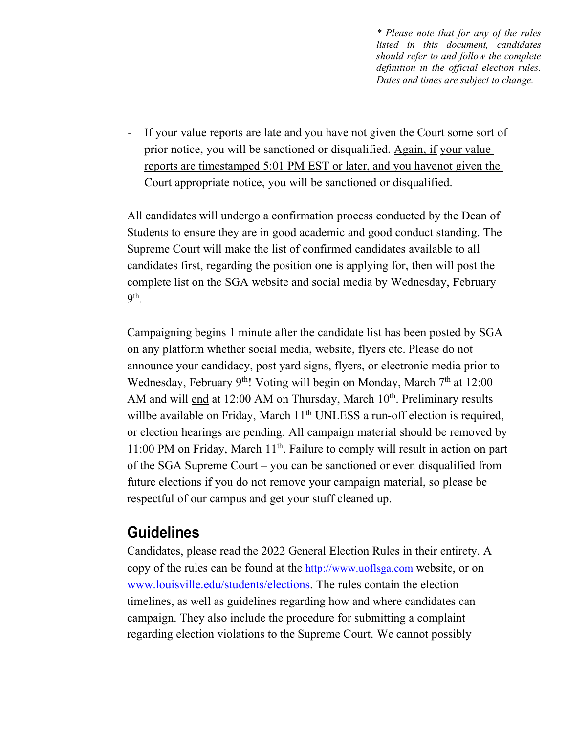*\* Please note that for any of the rules listed in this document, candidates should refer to and follow the complete definition in the official election rules. Dates and times are subject to change.*

- If your value reports are late and you have not given the Court some sort of prior notice, you will be sanctioned or disqualified. <u>Again, if your value reports are timestamped 5:01 PM EST or later, and you havenot given the Court appropriate notice, you will be sanctioned or disqualified.</u>

All candidates will undergo a confirmation process conducted by the Dean of Students to ensure they are in good academic and good conduct standing. The Supreme Court will make the list of confirmed candidates available to all candidates first, regarding the position one is applying for, then will post the complete list on the SGA website and social media by Wednesday, February 9th.

Campaigning begins 1 minute after the candidate list has been posted by SGA on any platform whether social media, website, flyers etc. Please do not announce your candidacy, post yard signs, flyers, or electronic media prior to Wednesday, February 9th! Voting will begin on Monday, March 7th at 12:00 AM and will <u>end</u> at 12:00 AM on Thursday, March 10th. Preliminary results willbe available on Friday, March 11th UNLESS a run-off election is required, or election hearings are pending. All campaign material should be removed by 11:00 PM on Friday, March 11th. Failure to comply will result in action on part of the SGA Supreme Court – you can be sanctioned or even disqualified from future elections if you do not remove your campaign material, so please be respectful of our campus and get your stuff cleaned up.

## Guidelines

Candidates, please read the 2022 General Election Rules in their entirety. A copy of the rules can be found at the http://www.uoflsga.com website, or on www.louisville.edu/students/elections. The rules contain the election timelines, as well as guidelines regarding how and where candidates can campaign. They also include the procedure for submitting a complaint regarding election violations to the Supreme Court. We cannot possibly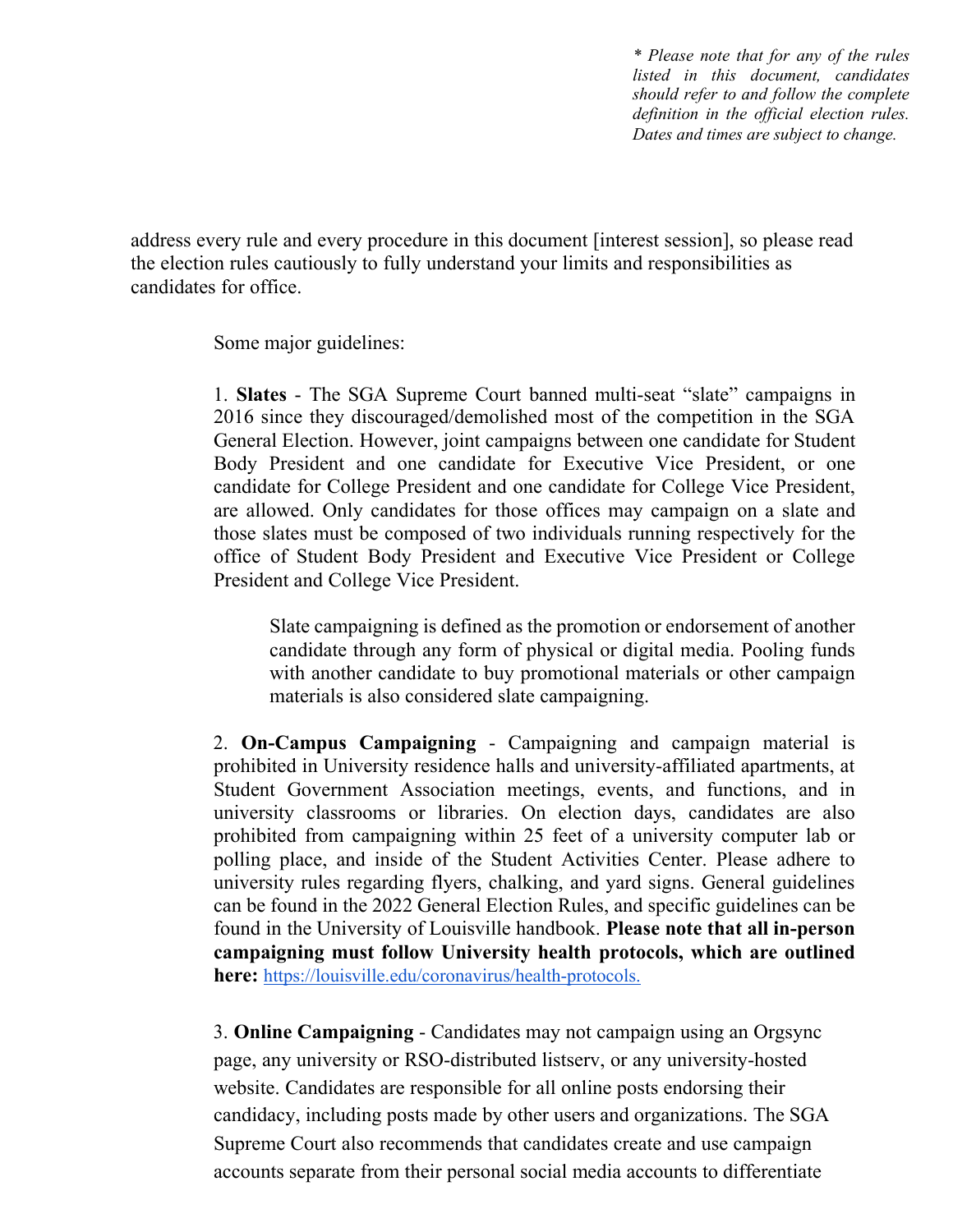*\* Please note that for any of the rules listed in this document, candidates should refer to and follow the complete definition in the official election rules. Dates and times are subject to change.*

address every rule and every procedure in this document [interest session], so please read the election rules cautiously to fully understand your limits and responsibilities as candidates for office.

Some major guidelines:

1. **Slates** - The SGA Supreme Court banned multi-seat "slate" campaigns in 2016 since they discouraged/demolished most of the competition in the SGA General Election. However, joint campaigns between one candidate for Student Body President and one candidate for Executive Vice President, or one candidate for College President and one candidate for College Vice President, are allowed. Only candidates for those offices may campaign on a slate and those slates must be composed of two individuals running respectively for the office of Student Body President and Executive Vice President or College President and College Vice President.

   Slate campaigning is defined as the promotion or endorsement of another candidate through any form of physical or digital media. Pooling funds with another candidate to buy promotional materials or other campaign materials is also considered slate campaigning.

2. **On-Campus Campaigning** - Campaigning and campaign material is prohibited in University residence halls and university-affiliated apartments, at Student Government Association meetings, events, and functions, and in university classrooms or libraries. On election days, candidates are also prohibited from campaigning within 25 feet of a university computer lab or polling place, and inside of the Student Activities Center. Please adhere to university rules regarding flyers, chalking, and yard signs. General guidelines can be found in the 2022 General Election Rules, and specific guidelines can be found in the University of Louisville handbook. **Please note that all in-person campaigning must follow University health protocols, which are outlined here:** https://louisville.edu/coronavirus/health-protocols.

3. **Online Campaigning** - Candidates may not campaign using an Orgsync page, any university or RSO-distributed listserv, or any university-hosted website. Candidates are responsible for all online posts endorsing their candidacy, including posts made by other users and organizations. The SGA Supreme Court also recommends that candidates create and use campaign accounts separate from their personal social media accounts to differentiate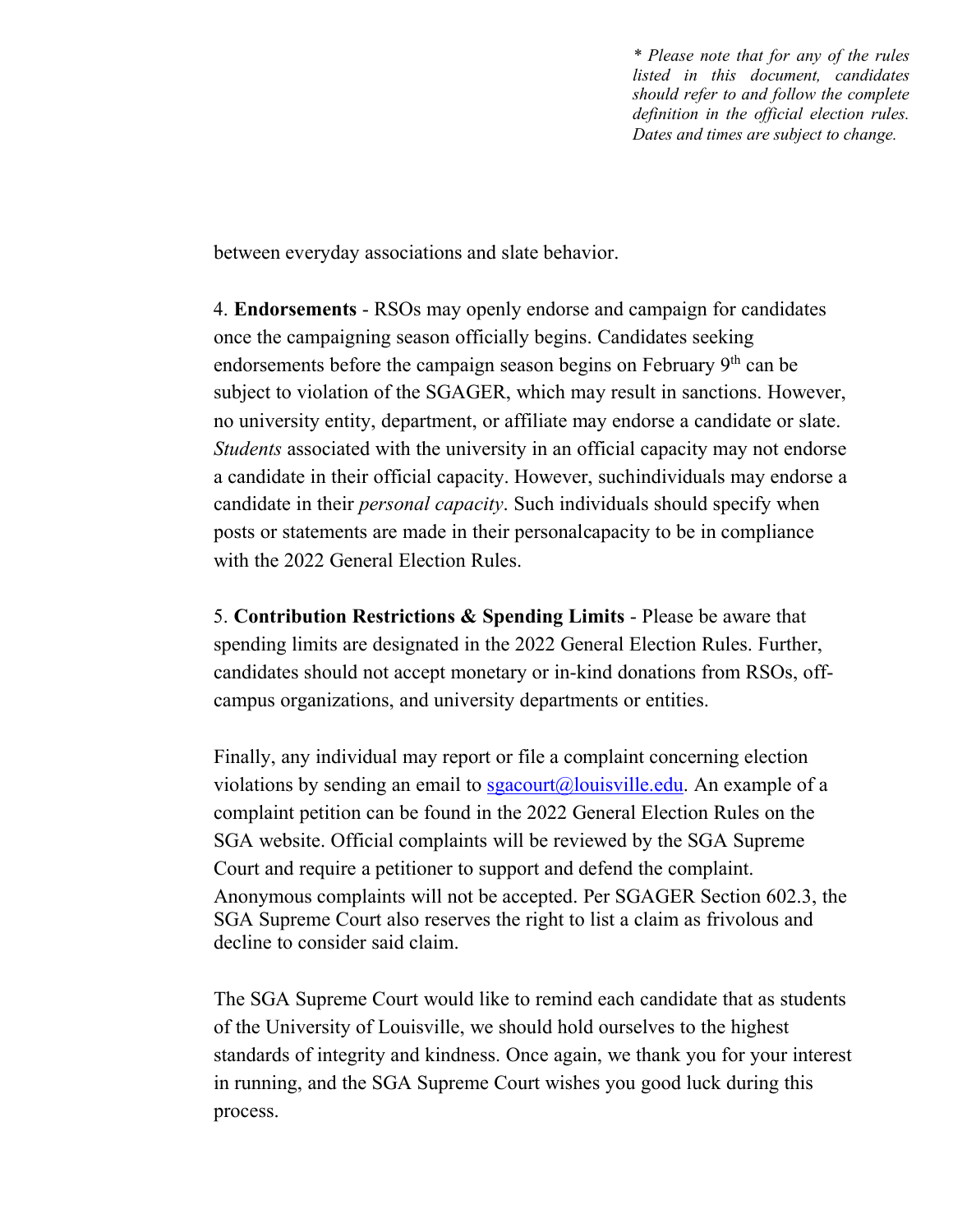*\* Please note that for any of the rules listed in this document, candidates should refer to and follow the complete definition in the official election rules. Dates and times are subject to change.*

between everyday associations and slate behavior.

4. **Endorsements** - RSOs may openly endorse and campaign for candidates once the campaigning season officially begins. Candidates seeking endorsements before the campaign season begins on February 9th can be subject to violation of the SGAGER, which may result in sanctions. However, no university entity, department, or affiliate may endorse a candidate or slate. *Students* associated with the university in an official capacity may not endorse a candidate in their official capacity. However, suchindividuals may endorse a candidate in their *personal capacity*. Such individuals should specify when posts or statements are made in their personalcapacity to be in compliance with the 2022 General Election Rules.

5. **Contribution Restrictions & Spending Limits** - Please be aware that spending limits are designated in the 2022 General Election Rules. Further, candidates should not accept monetary or in-kind donations from RSOs, off-campus organizations, and university departments or entities.

Finally, any individual may report or file a complaint concerning election violations by sending an email to sgacourt@louisville.edu. An example of a complaint petition can be found in the 2022 General Election Rules on the SGA website. Official complaints will be reviewed by the SGA Supreme Court and require a petitioner to support and defend the complaint. Anonymous complaints will not be accepted. Per SGAGER Section 602.3, the SGA Supreme Court also reserves the right to list a claim as frivolous and decline to consider said claim.

The SGA Supreme Court would like to remind each candidate that as students of the University of Louisville, we should hold ourselves to the highest standards of integrity and kindness. Once again, we thank you for your interest in running, and the SGA Supreme Court wishes you good luck during this process.